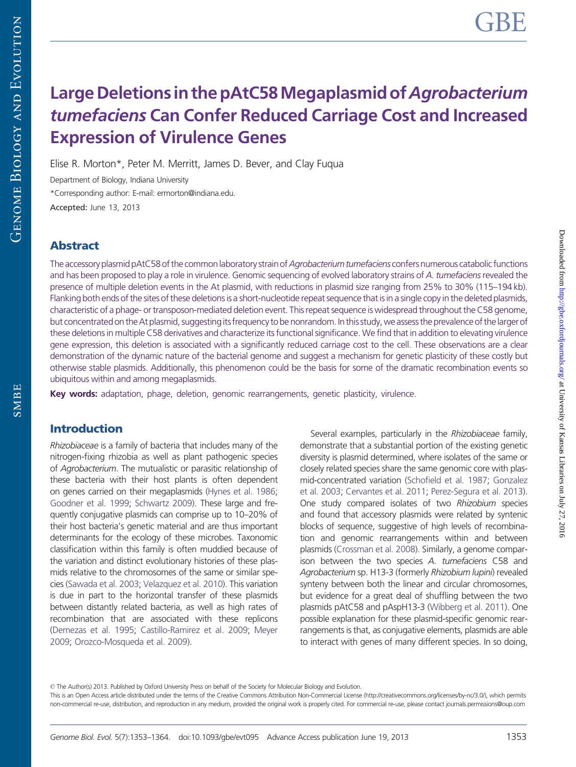# Large Deletions in the pAtC58 Megaplasmid of *Agrobacterium tumefaciens* Can Confer Reduced Carriage Cost and Increased Expression of Virulence Genes

Elise R. Morton*, Peter M. Merritt, James D. Bever, and Clay Fuqua

Department of Biology, Indiana University

*Corresponding author: E-mail: ermorton@indiana.edu.

Accepted: June 13, 2013

## Abstract

The accessory plasmid pAtC58 of the common laboratory strain of *Agrobacterium tumefaciens* confers numerous catabolic functions and has been proposed to play a role in virulence. Genomic sequencing of evolved laboratory strains of *A. tumefaciens* revealed the presence of multiple deletion events in the At plasmid, with reductions in plasmid size ranging from 25% to 30% (115–194 kb). Flanking both ends of the sites of these deletions is a short-nucleotide repeat sequence that is in a single copy in the deleted plasmids, characteristic of a phage- or transposon-mediated deletion event. This repeat sequence is widespread throughout the C58 genome, but concentrated on the At plasmid, suggesting its frequency to be nonrandom. In this study, we assess the prevalence of the larger of these deletions in multiple C58 derivatives and characterize its functional significance. We find that in addition to elevating virulence gene expression, this deletion is associated with a significantly reduced carriage cost to the cell. These observations are a clear demonstration of the dynamic nature of the bacterial genome and suggest a mechanism for genetic plasticity of these costly but otherwise stable plasmids. Additionally, this phenomenon could be the basis for some of the dramatic recombination events so ubiquitous within and among megaplasmids.

**Key words:** adaptation, phage, deletion, genomic rearrangements, genetic plasticity, virulence.

## Introduction

*Rhizobiaceae* is a family of bacteria that includes many of the nitrogen-fixing rhizobia as well as plant pathogenic species of *Agrobacterium*. The mutualistic or parasitic relationship of these bacteria with their host plants is often dependent on genes carried on their megaplasmids (Hynes et al. 1986; Goodner et al. 1999; Schwartz 2009). These large and frequently conjugative plasmids can comprise up to 10–20% of their host bacteria's genetic material and are thus important determinants for the ecology of these microbes. Taxonomic classification within this family is often muddied because of the variation and distinct evolutionary histories of these plasmids relative to the chromosomes of the same or similar species (Sawada et al. 2003; Velazquez et al. 2010). This variation is due in part to the horizontal transfer of these plasmids between distantly related bacteria, as well as high rates of recombination that are associated with these replicons (Demezas et al. 1995; Castillo-Ramirez et al. 2009; Meyer 2009; Orozco-Mosqueda et al. 2009).

Several examples, particularly in the *Rhizobiaceae* family, demonstrate that a substantial portion of the existing genetic diversity is plasmid determined, where isolates of the same or closely related species share the same genomic core with plasmid-concentrated variation (Schofield et al. 1987; Gonzalez et al. 2003; Cervantes et al. 2011; Perez-Segura et al. 2013). One study compared isolates of two *Rhizobium* species and found that accessory plasmids were related by syntenic blocks of sequence, suggestive of high levels of recombination and genomic rearrangements within and between plasmids (Crossman et al. 2008). Similarly, a genome comparison between the two species *A. tumefaciens* C58 and *Agrobacterium* sp. H13-3 (formerly *Rhizobium lupini*) revealed synteny between both the linear and circular chromosomes, but evidence for a great deal of shuffling between the two plasmids pAtC58 and pAspH13-3 (Wibberg et al. 2011). One possible explanation for these plasmid-specific genomic rearrangements is that, as conjugative elements, plasmids are able to interact with genes of many different species. In so doing,

© The Author(s) 2013. Published by Oxford University Press on behalf of the Society for Molecular Biology and Evolution.

This is an Open Access article distributed under the terms of the Creative Commons Attribution Non-Commercial License (http://creativecommons.org/licenses/by-nc/3.0/), which permits non-commercial re-use, distribution, and reproduction in any medium, provided the original work is properly cited. For commercial re-use, please contact journals.permissions@oup.com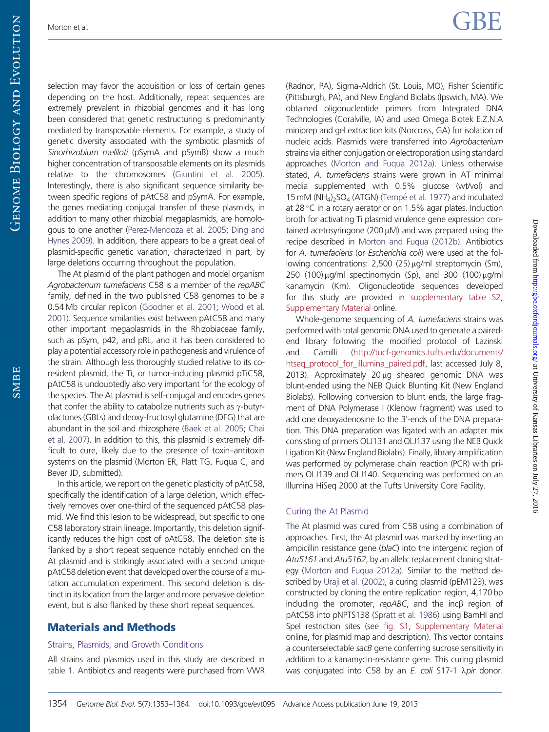selection may favor the acquisition or loss of certain genes depending on the host. Additionally, repeat sequences are extremely prevalent in rhizobial genomes and it has long been considered that genetic restructuring is predominantly mediated by transposable elements. For example, a study of genetic diversity associated with the symbiotic plasmids of *Sinorhizobium meliloti* (pSymA and pSymB) show a much higher concentration of transposable elements on its plasmids relative to the chromosomes (Giuntini et al. 2005). Interestingly, there is also significant sequence similarity between specific regions of pAtC58 and pSymA. For example, the genes mediating conjugal transfer of these plasmids, in addition to many other rhizobial megaplasmids, are homologous to one another (Perez-Mendoza et al. 2005; Ding and Hynes 2009). In addition, there appears to be a great deal of plasmid-specific genetic variation, characterized in part, by large deletions occurring throughout the population.

The At plasmid of the plant pathogen and model organism *Agrobacterium tumefaciens* C58 is a member of the *repABC* family, defined in the two published C58 genomes to be a 0.54 Mb circular replicon (Goodner et al. 2001; Wood et al. 2001). Sequence similarities exist between pAtC58 and many other important megaplasmids in the Rhizobiaceae family, such as pSym, p42, and pRL, and it has been considered to play a potential accessory role in pathogenesis and virulence of the strain. Although less thoroughly studied relative to its co-resident plasmid, the Ti, or tumor-inducing plasmid pTiC58, pAtC58 is undoubtedly also very important for the ecology of the species. The At plasmid is self-conjugal and encodes genes that confer the ability to catabolize nutrients such as $\gamma$-butyrolactones (GBLs) and deoxy-fructosyl glutamine (DFG) that are abundant in the soil and rhizosphere (Baek et al. 2005; Chai et al. 2007). In addition to this, this plasmid is extremely difficult to cure, likely due to the presence of toxin–antitoxin systems on the plasmid (Morton ER, Platt TG, Fuqua C, and Bever JD, submitted).

In this article, we report on the genetic plasticity of pAtC58, specifically the identification of a large deletion, which effectively removes over one-third of the sequenced pAtC58 plasmid. We find this lesion to be widespread, but specific to one C58 laboratory strain lineage. Importantly, this deletion significantly reduces the high cost of pAtC58. The deletion site is flanked by a short repeat sequence notably enriched on the At plasmid and is strikingly associated with a second unique pAtC58 deletion event that developed over the course of a mutation accumulation experiment. This second deletion is distinct in its location from the larger and more pervasive deletion event, but is also flanked by these short repeat sequences.

## Materials and Methods

### Strains, Plasmids, and Growth Conditions

All strains and plasmids used in this study are described in table 1. Antibiotics and reagents were purchased from VWR (Radnor, PA), Sigma-Aldrich (St. Louis, MO), Fisher Scientific (Pittsburgh, PA), and New England Biolabs (Ipswich, MA). We obtained oligonucleotide primers from Integrated DNA Technologies (Coralville, IA) and used Omega Biotek E.Z.N.A miniprep and gel extraction kits (Norcross, GA) for isolation of nucleic acids. Plasmids were transferred into *Agrobacterium* strains via either conjugation or electroporation using standard approaches (Morton and Fuqua 2012a). Unless otherwise stated, *A. tumefaciens* strains were grown in AT minimal media supplemented with 0.5% glucose (wt/vol) and 15 mM $(NH_4)_2SO_4$ (ATGN) (Tempé et al. 1977) and incubated at 28 °C in a rotary aerator or on 1.5% agar plates. Induction broth for activating Ti plasmid virulence gene expression contained acetosyringone (200 μM) and was prepared using the recipe described in Morton and Fuqua (2012b). Antibiotics for *A. tumefaciens* (or *Escherichia coli*) were used at the following concentrations: 2,500 (25) μg/ml streptomycin (Sm), 250 (100) μg/ml spectinomycin (Sp), and 300 (100) μg/ml kanamycin (Km). Oligonucleotide sequences developed for this study are provided in supplementary table S2, Supplementary Material online.

Whole-genome sequencing of *A. tumefaciens* strains was performed with total genomic DNA used to generate a paired-end library following the modified protocol of Lazinski and Camilli (http://tucf-genomics.tufts.edu/documents/htseq_protocol_for_illumina_paired.pdf, last accessed July 8, 2013). Approximately 20 μg sheared genomic DNA was blunt-ended using the NEB Quick Blunting Kit (New England Biolabs). Following conversion to blunt ends, the large fragment of DNA Polymerase I (Klenow fragment) was used to add one deoxyadenosine to the 3′-ends of the DNA preparation. This DNA preparation was ligated with an adapter mix consisting of primers OLJ131 and OLJ137 using the NEB Quick Ligation Kit (New England Biolabs). Finally, library amplification was performed by polymerase chain reaction (PCR) with primers OLJ139 and OLJ140. Sequencing was performed on an Illumina HiSeq 2000 at the Tufts University Core Facility.

### Curing the At Plasmid

The At plasmid was cured from C58 using a combination of approaches. First, the At plasmid was marked by inserting an ampicillin resistance gene (*blaC*) into the intergenic region of *Atu5161* and *Atu5162*, by an allelic replacement cloning strategy (Morton and Fuqua 2012a). Similar to the method described by Uraji et al. (2002), a curing plasmid (pEM123), was constructed by cloning the entire replication region, 4,170 bp including the promoter, *repABC*, and the incβ region of pAtC58 into pNPTS138 (Spratt et al. 1986) using BamHI and SpeI restriction sites (see fig. S1, Supplementary Material online, for plasmid map and description). This vector contains a counterselectable *sacB* gene conferring sucrose sensitivity in addition to a kanamycin-resistance gene. This curing plasmid was conjugated into C58 by an *E. coli* S17-1 λ*pir* donor.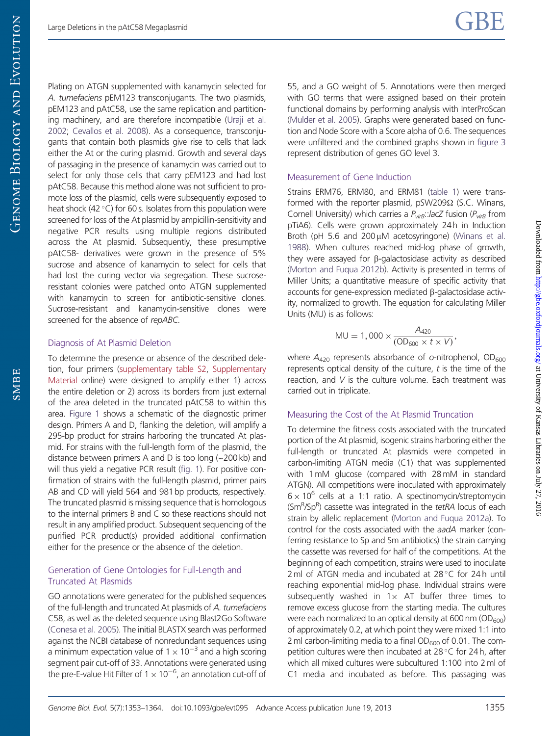Plating on ATGN supplemented with kanamycin selected for *A. tumefaciens* pEM123 transconjugants. The two plasmids, pEM123 and pAtC58, use the same replication and partitioning machinery, and are therefore incompatible (Uraji et al. 2002; Cevallos et al. 2008). As a consequence, transconjugants that contain both plasmids give rise to cells that lack either the At or the curing plasmid. Growth and several days of passaging in the presence of kanamycin was carried out to select for only those cells that carry pEM123 and had lost pAtC58. Because this method alone was not sufficient to promote loss of the plasmid, cells were subsequently exposed to heat shock (42 °C) for 60 s. Isolates from this population were screened for loss of the At plasmid by ampicillin-sensitivity and negative PCR results using multiple regions distributed across the At plasmid. Subsequently, these presumptive pAtC58- derivatives were grown in the presence of 5% sucrose and absence of kanamycin to select for cells that had lost the curing vector via segregation. These sucrose-resistant colonies were patched onto ATGN supplemented with kanamycin to screen for antibiotic-sensitive clones. Sucrose-resistant and kanamycin-sensitive clones were screened for the absence of *repABC*.

### Diagnosis of At Plasmid Deletion

To determine the presence or absence of the described deletion, four primers (supplementary table S2, Supplementary Material online) were designed to amplify either 1) across the entire deletion or 2) across its borders from just external of the area deleted in the truncated pAtC58 to within this area. Figure 1 shows a schematic of the diagnostic primer design. Primers A and D, flanking the deletion, will amplify a 295-bp product for strains harboring the truncated At plasmid. For strains with the full-length form of the plasmid, the distance between primers A and D is too long (~200 kb) and will thus yield a negative PCR result (fig. 1). For positive confirmation of strains with the full-length plasmid, primer pairs AB and CD will yield 564 and 981 bp products, respectively. The truncated plasmid is missing sequence that is homologous to the internal primers B and C so these reactions should not result in any amplified product. Subsequent sequencing of the purified PCR product(s) provided additional confirmation either for the presence or the absence of the deletion.

### Generation of Gene Ontologies for Full-Length and Truncated At Plasmids

GO annotations were generated for the published sequences of the full-length and truncated At plasmids of *A. tumefaciens* C58, as well as the deleted sequence using Blast2Go Software (Conesa et al. 2005). The initial BLASTX search was performed against the NCBI database of nonredundant sequences using a minimum expectation value of $1 \times 10^{-3}$ and a high scoring segment pair cut-off of 33. Annotations were generated using the pre-E-value Hit Filter of $1 \times 10^{-6}$, an annotation cut-off of 55, and a GO weight of 5. Annotations were then merged with GO terms that were assigned based on their protein functional domains by performing analysis with InterProScan (Mulder et al. 2005). Graphs were generated based on function and Node Score with a Score alpha of 0.6. The sequences were unfiltered and the combined graphs shown in figure 3 represent distribution of genes GO level 3.

### Measurement of Gene Induction

Strains ERM76, ERM80, and ERM81 (table 1) were transformed with the reporter plasmid, pSW209Ω (S.C. Winans, Cornell University) which carries a $P_{virB}$::*lacZ* fusion ($P_{virB}$ from pTiA6). Cells were grown approximately 24 h in Induction Broth (pH 5.6 and 200 µM acetosyringone) (Winans et al. 1988). When cultures reached mid-log phase of growth, they were assayed for β-galactosidase activity as described (Morton and Fuqua 2012b). Activity is presented in terms of Miller Units; a quantitative measure of specific activity that accounts for gene-expression mediated β-galactosidase activity, normalized to growth. The equation for calculating Miller Units (MU) is as follows:

$$\mathrm{MU} = 1,000 \times \frac{A_{420}}{(\mathrm{OD}_{600} \times t \times V)},$$

where $A_{420}$ represents absorbance of *o*-nitrophenol, $\mathrm{OD}_{600}$ represents optical density of the culture, $t$ is the time of the reaction, and $V$ is the culture volume. Each treatment was carried out in triplicate.

### Measuring the Cost of the At Plasmid Truncation

To determine the fitness costs associated with the truncated portion of the At plasmid, isogenic strains harboring either the full-length or truncated At plasmids were competed in carbon-limiting ATGN media (C1) that was supplemented with 1 mM glucose (compared with 28 mM in standard ATGN). All competitions were inoculated with approximately $6 \times 10^6$ cells at a 1:1 ratio. A spectinomycin/streptomycin ($\mathrm{Sm^R/Sp^R}$) cassette was integrated in the *tetRA* locus of each strain by allelic replacement (Morton and Fuqua 2012a). To control for the costs associated with the *aadA* marker (conferring resistance to Sp and Sm antibiotics) the strain carrying the cassette was reversed for half of the competitions. At the beginning of each competition, strains were used to inoculate 2 ml of ATGN media and incubated at 28 °C for 24 h until reaching exponential mid-log phase. Individual strains were subsequently washed in 1× AT buffer three times to remove excess glucose from the starting media. The cultures were each normalized to an optical density at 600 nm ($\mathrm{OD}_{600}$) of approximately 0.2, at which point they were mixed 1:1 into 2 ml carbon-limiting media to a final $\mathrm{OD}_{600}$ of 0.01. The competition cultures were then incubated at 28 °C for 24 h, after which all mixed cultures were subcultured 1:100 into 2 ml of C1 media and incubated as before. This passaging was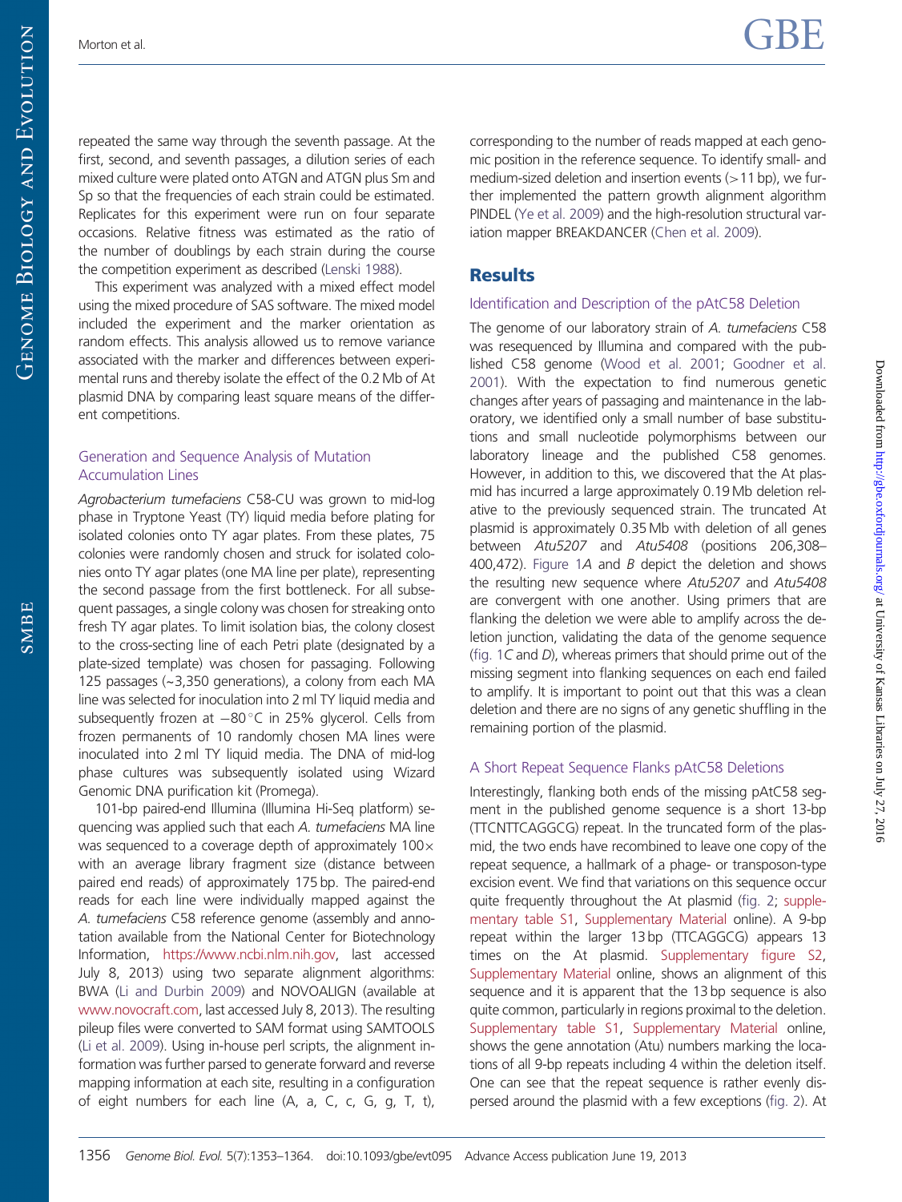repeated the same way through the seventh passage. At the first, second, and seventh passages, a dilution series of each mixed culture were plated onto ATGN and ATGN plus Sm and Sp so that the frequencies of each strain could be estimated. Replicates for this experiment were run on four separate occasions. Relative fitness was estimated as the ratio of the number of doublings by each strain during the course the competition experiment as described (Lenski 1988).

This experiment was analyzed with a mixed effect model using the mixed procedure of SAS software. The mixed model included the experiment and the marker orientation as random effects. This analysis allowed us to remove variance associated with the marker and differences between experimental runs and thereby isolate the effect of the 0.2 Mb of At plasmid DNA by comparing least square means of the different competitions.

### Generation and Sequence Analysis of Mutation Accumulation Lines

*Agrobacterium tumefaciens* C58-CU was grown to mid-log phase in Tryptone Yeast (TY) liquid media before plating for isolated colonies onto TY agar plates. From these plates, 75 colonies were randomly chosen and struck for isolated colonies onto TY agar plates (one MA line per plate), representing the second passage from the first bottleneck. For all subsequent passages, a single colony was chosen for streaking onto fresh TY agar plates. To limit isolation bias, the colony closest to the cross-secting line of each Petri plate (designated by a plate-sized template) was chosen for passaging. Following 125 passages (~3,350 generations), a colony from each MA line was selected for inoculation into 2 ml TY liquid media and subsequently frozen at −80 °C in 25% glycerol. Cells from frozen permanents of 10 randomly chosen MA lines were inoculated into 2 ml TY liquid media. The DNA of mid-log phase cultures was subsequently isolated using Wizard Genomic DNA purification kit (Promega).

101-bp paired-end Illumina (Illumina Hi-Seq platform) sequencing was applied such that each *A. tumefaciens* MA line was sequenced to a coverage depth of approximately 100× with an average library fragment size (distance between paired end reads) of approximately 175 bp. The paired-end reads for each line were individually mapped against the *A. tumefaciens* C58 reference genome (assembly and annotation available from the National Center for Biotechnology Information, https://www.ncbi.nlm.nih.gov, last accessed July 8, 2013) using two separate alignment algorithms: BWA (Li and Durbin 2009) and NOVOALIGN (available at www.novocraft.com, last accessed July 8, 2013). The resulting pileup files were converted to SAM format using SAMTOOLS (Li et al. 2009). Using in-house perl scripts, the alignment information was further parsed to generate forward and reverse mapping information at each site, resulting in a configuration of eight numbers for each line (A, a, C, c, G, g, T, t), corresponding to the number of reads mapped at each genomic position in the reference sequence. To identify small- and medium-sized deletion and insertion events (>11 bp), we further implemented the pattern growth alignment algorithm PINDEL (Ye et al. 2009) and the high-resolution structural variation mapper BREAKDANCER (Chen et al. 2009).

## Results

### Identification and Description of the pAtC58 Deletion

The genome of our laboratory strain of *A. tumefaciens* C58 was resequenced by Illumina and compared with the published C58 genome (Wood et al. 2001; Goodner et al. 2001). With the expectation to find numerous genetic changes after years of passaging and maintenance in the laboratory, we identified only a small number of base substitutions and small nucleotide polymorphisms between our laboratory lineage and the published C58 genomes. However, in addition to this, we discovered that the At plasmid has incurred a large approximately 0.19 Mb deletion relative to the previously sequenced strain. The truncated At plasmid is approximately 0.35 Mb with deletion of all genes between *Atu5207* and *Atu5408* (positions 206,308–400,472). Figure 1*A* and *B* depict the deletion and shows the resulting new sequence where *Atu5207* and *Atu5408* are convergent with one another. Using primers that are flanking the deletion we were able to amplify across the deletion junction, validating the data of the genome sequence (fig. 1*C* and *D*), whereas primers that should prime out of the missing segment into flanking sequences on each end failed to amplify. It is important to point out that this was a clean deletion and there are no signs of any genetic shuffling in the remaining portion of the plasmid.

### A Short Repeat Sequence Flanks pAtC58 Deletions

Interestingly, flanking both ends of the missing pAtC58 segment in the published genome sequence is a short 13-bp (TTCNTTCAGGCG) repeat. In the truncated form of the plasmid, the two ends have recombined to leave one copy of the repeat sequence, a hallmark of a phage- or transposon-type excision event. We find that variations on this sequence occur quite frequently throughout the At plasmid (fig. 2; supplementary table S1, Supplementary Material online). A 9-bp repeat within the larger 13 bp (TTCAGGCG) appears 13 times on the At plasmid. Supplementary figure S2, Supplementary Material online, shows an alignment of this sequence and it is apparent that the 13 bp sequence is also quite common, particularly in regions proximal to the deletion. Supplementary table S1, Supplementary Material online, shows the gene annotation (Atu) numbers marking the locations of all 9-bp repeats including 4 within the deletion itself. One can see that the repeat sequence is rather evenly dispersed around the plasmid with a few exceptions (fig. 2). At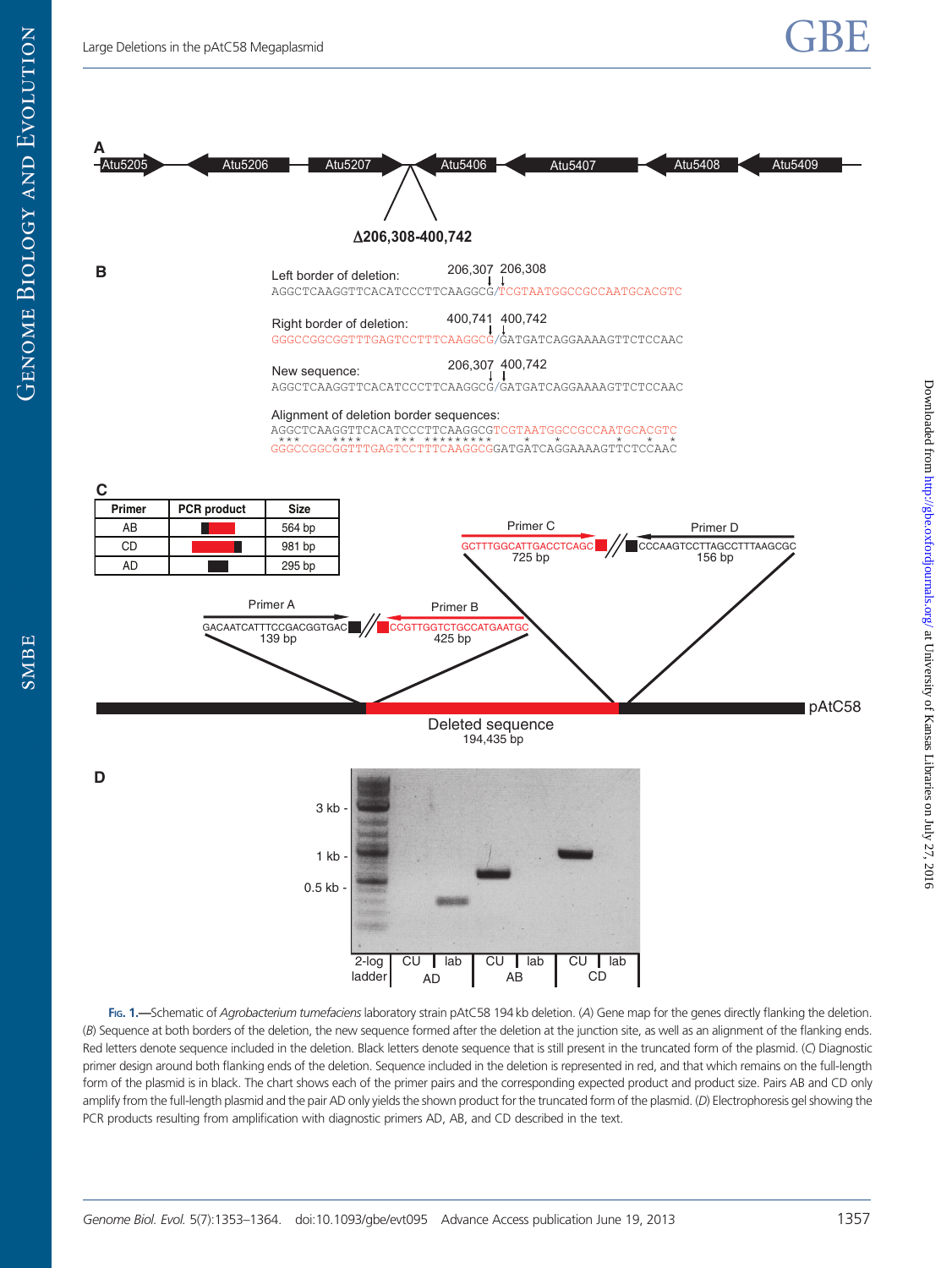**A**

Atu5205 — Atu5206 — Atu5207 — Atu5406 — Atu5407 — Atu5408 — Atu5409

**Δ206,308-400,742**

**B**

Left border of deletion: 206,307 | 206,308

```
AGGCTCAAGGTTCACATCCCTTCAAGGCG/TCGTAATGGCCGCCAATGCACGTC
```

Right border of deletion: 400,741 | 400,742

```
GGGCCGGCGGTTTGAGTCCTTTCAAGGCG/GATGATCAGGAAAAGTTCTCCAAC
```

New sequence: 206,307 | 400,742

```
AGGCTCAAGGTTCACATCCCTTCAAGGCG/GATGATCAGGAAAAGTTCTCCAAC
```

Alignment of deletion border sequences:

```
AGGCTCAAGGTTCACATCCCTTCAAGGCGTCGTAATGGCCGCCAATGCACGTC
 ***    ****    *** *********     *     *      *   *   *
GGGCCGGCGGTTTGAGTCCTTTCAAGGCGGATGATCAGGAAAAGTTCTCCAAC
```

**C**

| Primer | PCR product | Size |
|---|---|---|
| AB | | 564 bp |
| CD | | 981 bp |
| AD | | 295 bp |

Primer A: GACAATCATTTCCGACGGTGAC — 139 bp

Primer B: CCGTTGGTCTGCCATGAATGC — 425 bp

Primer C: GCTTTGGCATTGACCTCAGC — 725 bp

Primer D: CCCAAGTCCTTAGCCTTTAAGCGC — 156 bp

Deleted sequence 194,435 bp — pAtC58

**D**

3 kb - 1 kb - 0.5 kb -

2-log ladder | CU lab (AD) | CU lab (AB) | CU lab (CD)

Fig. 1.—Schematic of *Agrobacterium tumefaciens* laboratory strain pAtC58 194 kb deletion. (*A*) Gene map for the genes directly flanking the deletion. (*B*) Sequence at both borders of the deletion, the new sequence formed after the deletion at the junction site, as well as an alignment of the flanking ends. Red letters denote sequence included in the deletion. Black letters denote sequence that is still present in the truncated form of the plasmid. (*C*) Diagnostic primer design around both flanking ends of the deletion. Sequence included in the deletion is represented in red, and that which remains on the full-length form of the plasmid is in black. The chart shows each of the primer pairs and the corresponding expected product and product size. Pairs AB and CD only amplify from the full-length plasmid and the pair AD only yields the shown product for the truncated form of the plasmid. (*D*) Electrophoresis gel showing the PCR products resulting from amplification with diagnostic primers AD, AB, and CD described in the text.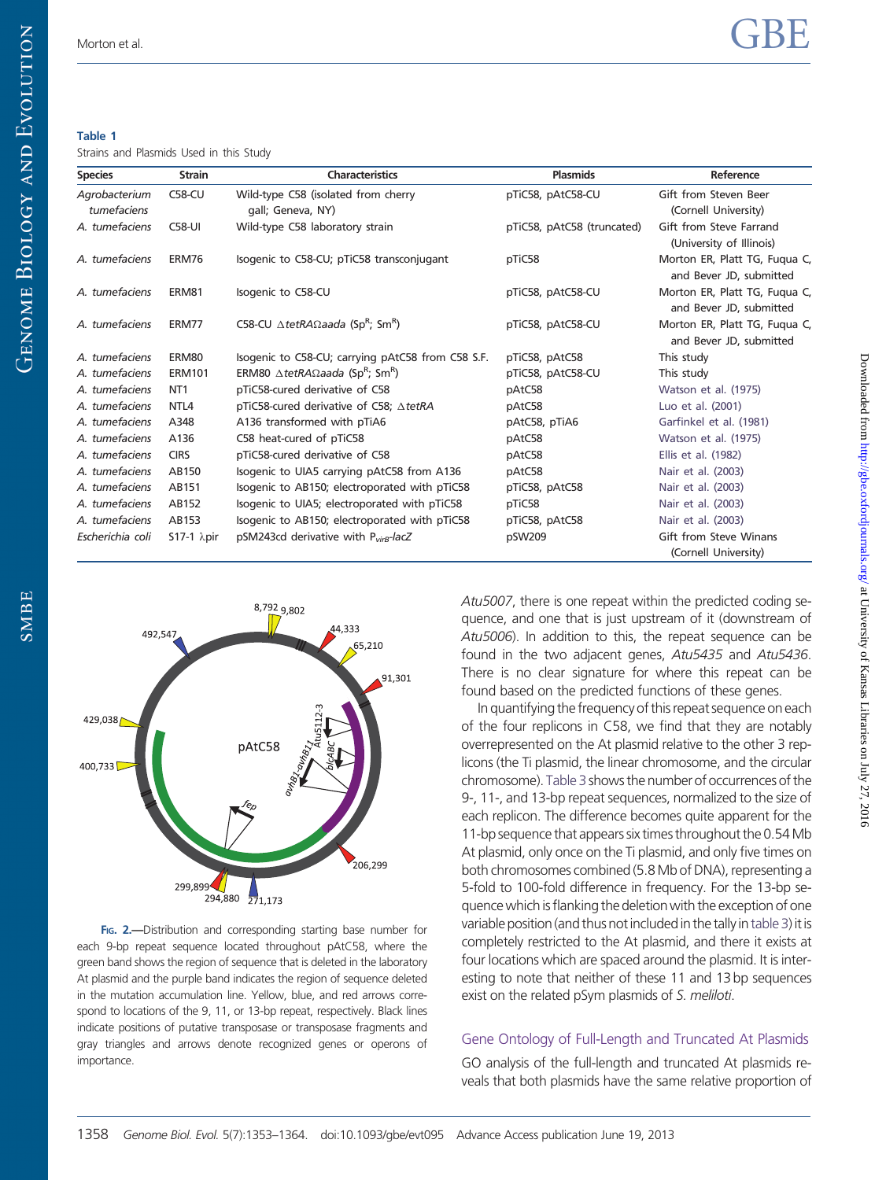**Table 1**
Strains and Plasmids Used in this Study

| Species | Strain | Characteristics | Plasmids | Reference |
|---|---|---|---|---|
| *Agrobacterium tumefaciens* | C58-CU | Wild-type C58 (isolated from cherry gall; Geneva, NY) | pTiC58, pAtC58-CU | Gift from Steven Beer (Cornell University) |
| *A. tumefaciens* | C58-UI | Wild-type C58 laboratory strain | pTiC58, pAtC58 (truncated) | Gift from Steve Farrand (University of Illinois) |
| *A. tumefaciens* | ERM76 | Isogenic to C58-CU; pTiC58 transconjugant | pTiC58 | Morton ER, Platt TG, Fuqua C, and Bever JD, submitted |
| *A. tumefaciens* | ERM81 | Isogenic to C58-CU | pTiC58, pAtC58-CU | Morton ER, Platt TG, Fuqua C, and Bever JD, submitted |
| *A. tumefaciens* | ERM77 | C58-CU Δ*tetRA*Ω*aada* ($Sp^R$; $Sm^R$) | pTiC58, pAtC58-CU | Morton ER, Platt TG, Fuqua C, and Bever JD, submitted |
| *A. tumefaciens* | ERM80 | Isogenic to C58-CU; carrying pAtC58 from C58 S.F. | pTiC58, pAtC58 | This study |
| *A. tumefaciens* | ERM101 | ERM80 Δ*tetRA*Ω*aada* ($Sp^R$; $Sm^R$) | pTiC58, pAtC58-CU | This study |
| *A. tumefaciens* | NT1 | pTiC58-cured derivative of C58 | pAtC58 | Watson et al. (1975) |
| *A. tumefaciens* | NTL4 | pTiC58-cured derivative of C58; Δ*tetRA* | pAtC58 | Luo et al. (2001) |
| *A. tumefaciens* | A348 | A136 transformed with pTiA6 | pAtC58, pTiA6 | Garfinkel et al. (1981) |
| *A. tumefaciens* | A136 | C58 heat-cured of pTiC58 | pAtC58 | Watson et al. (1975) |
| *A. tumefaciens* | CIRS | pTiC58-cured derivative of C58 | pAtC58 | Ellis et al. (1982) |
| *A. tumefaciens* | AB150 | Isogenic to UIA5 carrying pAtC58 from A136 | pAtC58 | Nair et al. (2003) |
| *A. tumefaciens* | AB151 | Isogenic to AB150; electroporated with pTiC58 | pTiC58, pAtC58 | Nair et al. (2003) |
| *A. tumefaciens* | AB152 | Isogenic to UIA5; electroporated with pTiC58 | pTiC58 | Nair et al. (2003) |
| *A. tumefaciens* | AB153 | Isogenic to AB150; electroporated with pTiC58 | pTiC58, pAtC58 | Nair et al. (2003) |
| *Escherichia coli* | S17-1 λpir | pSM243cd derivative with $P_{virB}$-*lacZ* | pSW209 | Gift from Steve Winans (Cornell University) |

Fig. 2.—Distribution and corresponding starting base number for each 9-bp repeat sequence located throughout pAtC58, where the green band shows the region of sequence that is deleted in the laboratory At plasmid and the purple band indicates the region of sequence deleted in the mutation accumulation line. Yellow, blue, and red arrows correspond to locations of the 9, 11, or 13-bp repeat, respectively. Black lines indicate positions of putative transposase or transposase fragments and gray triangles and arrows denote recognized genes or operons of importance.

*Atu5007*, there is one repeat within the predicted coding sequence, and one that is just upstream of it (downstream of *Atu5006*). In addition to this, the repeat sequence can be found in the two adjacent genes, *Atu5435* and *Atu5436*. There is no clear signature for where this repeat can be found based on the predicted functions of these genes.

In quantifying the frequency of this repeat sequence on each of the four replicons in C58, we find that they are notably overrepresented on the At plasmid relative to the other 3 replicons (the Ti plasmid, the linear chromosome, and the circular chromosome). Table 3 shows the number of occurrences of the 9-, 11-, and 13-bp repeat sequences, normalized to the size of each replicon. The difference becomes quite apparent for the 11-bp sequence that appears six times throughout the 0.54 Mb At plasmid, only once on the Ti plasmid, and only five times on both chromosomes combined (5.8 Mb of DNA), representing a 5-fold to 100-fold difference in frequency. For the 13-bp sequence which is flanking the deletion with the exception of one variable position (and thus not included in the tally in table 3) it is completely restricted to the At plasmid, and there it exists at four locations which are spaced around the plasmid. It is interesting to note that neither of these 11 and 13 bp sequences exist on the related pSym plasmids of *S. meliloti*.

## Gene Ontology of Full-Length and Truncated At Plasmids

GO analysis of the full-length and truncated At plasmids reveals that both plasmids have the same relative proportion of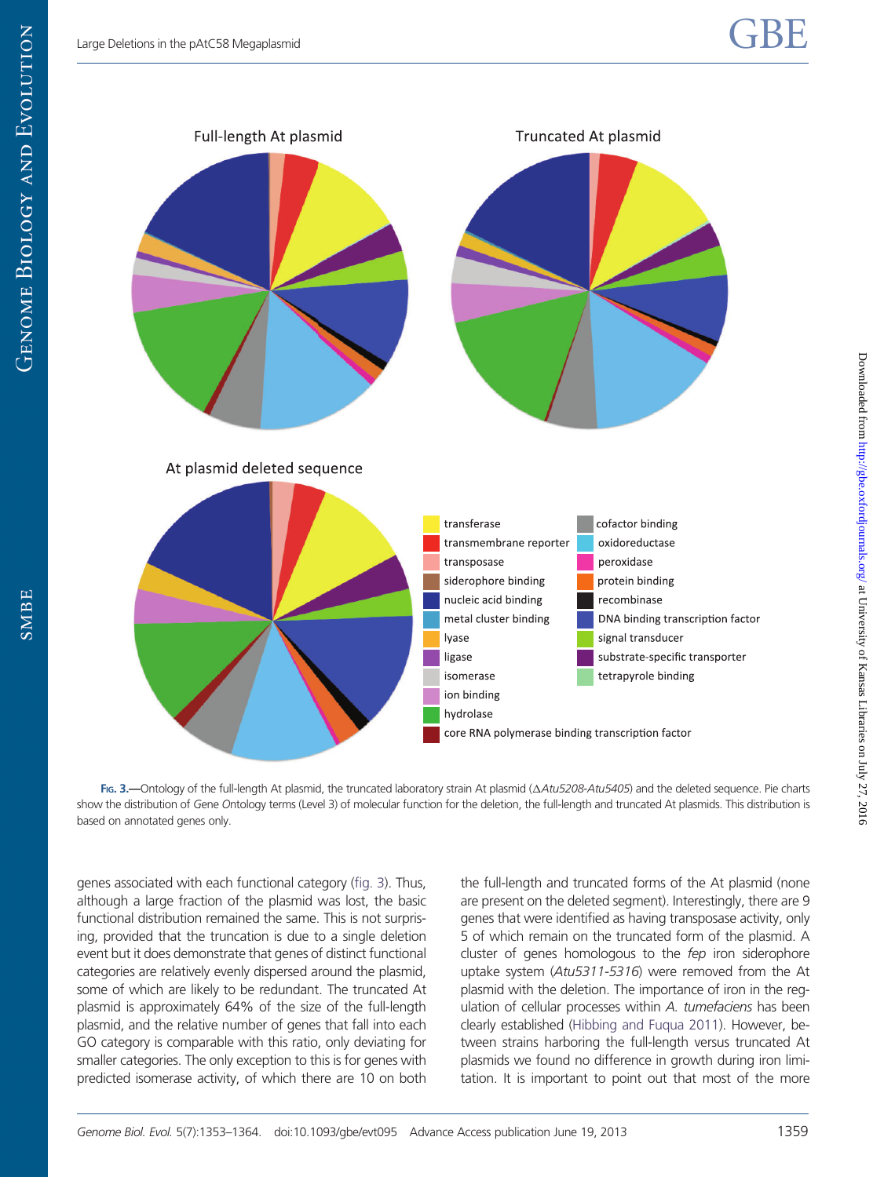Fig. 3.—Ontology of the full-length At plasmid, the truncated laboratory strain At plasmid (Δ*Atu5208*-*Atu5405*) and the deleted sequence. Pie charts show the distribution of Gene Ontology terms (Level 3) of molecular function for the deletion, the full-length and truncated At plasmids. This distribution is based on annotated genes only.

genes associated with each functional category (fig. 3). Thus, although a large fraction of the plasmid was lost, the basic functional distribution remained the same. This is not surprising, provided that the truncation is due to a single deletion event but it does demonstrate that genes of distinct functional categories are relatively evenly dispersed around the plasmid, some of which are likely to be redundant. The truncated At plasmid is approximately 64% of the size of the full-length plasmid, and the relative number of genes that fall into each GO category is comparable with this ratio, only deviating for smaller categories. The only exception to this is for genes with predicted isomerase activity, of which there are 10 on both the full-length and truncated forms of the At plasmid (none are present on the deleted segment). Interestingly, there are 9 genes that were identified as having transposase activity, only 5 of which remain on the truncated form of the plasmid. A cluster of genes homologous to the *fep* iron siderophore uptake system (*Atu5311-5316*) were removed from the At plasmid with the deletion. The importance of iron in the regulation of cellular processes within *A. tumefaciens* has been clearly established (Hibbing and Fuqua 2011). However, between strains harboring the full-length versus truncated At plasmids we found no difference in growth during iron limitation. It is important to point out that most of the more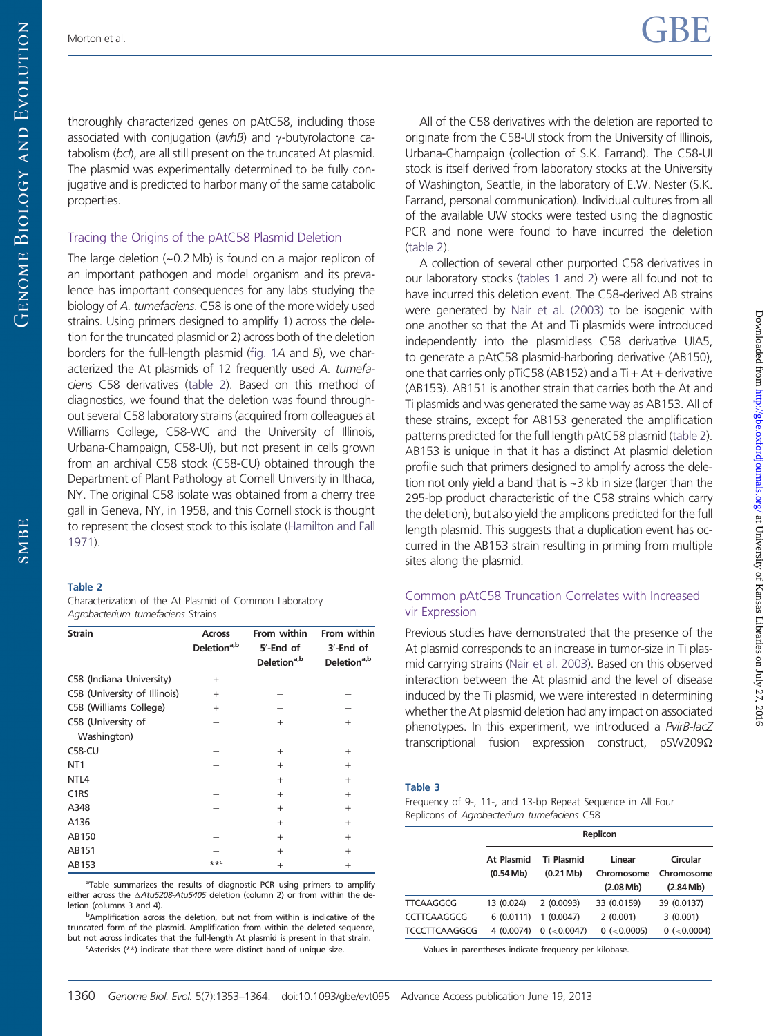thoroughly characterized genes on pAtC58, including those associated with conjugation (*avhB*) and γ-butyrolactone catabolism (*bcl*), are all still present on the truncated At plasmid. The plasmid was experimentally determined to be fully conjugative and is predicted to harbor many of the same catabolic properties.

### Tracing the Origins of the pAtC58 Plasmid Deletion

The large deletion (~0.2 Mb) is found on a major replicon of an important pathogen and model organism and its prevalence has important consequences for any labs studying the biology of *A. tumefaciens*. C58 is one of the more widely used strains. Using primers designed to amplify 1) across the deletion for the truncated plasmid or 2) across both of the deletion borders for the full-length plasmid (fig. 1*A* and *B*), we characterized the At plasmids of 12 frequently used *A. tumefaciens* C58 derivatives (table 2). Based on this method of diagnostics, we found that the deletion was found throughout several C58 laboratory strains (acquired from colleagues at Williams College, C58-WC and the University of Illinois, Urbana-Champaign, C58-UI), but not present in cells grown from an archival C58 stock (C58-CU) obtained through the Department of Plant Pathology at Cornell University in Ithaca, NY. The original C58 isolate was obtained from a cherry tree gall in Geneva, NY, in 1958, and this Cornell stock is thought to represent the closest stock to this isolate (Hamilton and Fall 1971).

**Table 2**
Characterization of the At Plasmid of Common Laboratory *Agrobacterium tumefaciens* Strains

| Strain | Across Deletion[a,b] | From within 5′-End of Deletion[a,b] | From within 3′-End of Deletion[a,b] |
|---|---|---|---|
| C58 (Indiana University) | + | – | – |
| C58 (University of Illinois) | + | – | – |
| C58 (Williams College) | + | – | – |
| C58 (University of Washington) | – | + | + |
| C58-CU | – | + | + |
| NT1 | – | + | + |
| NTL4 | – | + | + |
| C1RS | – | + | + |
| A348 | – | + | + |
| A136 | – | + | + |
| AB150 | – | + | + |
| AB151 | – | + | + |
| AB153 | **[c] | + | + |

[a]Table summarizes the results of diagnostic PCR using primers to amplify either across the Δ*Atu5208-Atu5405* deletion (column 2) or from within the deletion (columns 3 and 4).
[b]Amplification across the deletion, but not from within is indicative of the truncated form of the plasmid. Amplification from within the deleted sequence, but not across indicates that the full-length At plasmid is present in that strain.
[c]Asterisks (**) indicate that there were distinct band of unique size.

All of the C58 derivatives with the deletion are reported to originate from the C58-UI stock from the University of Illinois, Urbana-Champaign (collection of S.K. Farrand). The C58-UI stock is itself derived from laboratory stocks at the University of Washington, Seattle, in the laboratory of E.W. Nester (S.K. Farrand, personal communication). Individual cultures from all of the available UW stocks were tested using the diagnostic PCR and none were found to have incurred the deletion (table 2).

A collection of several other purported C58 derivatives in our laboratory stocks (tables 1 and 2) were all found not to have incurred this deletion event. The C58-derived AB strains were generated by Nair et al. (2003) to be isogenic with one another so that the At and Ti plasmids were introduced independently into the plasmidless C58 derivative UIA5, to generate a pAtC58 plasmid-harboring derivative (AB150), one that carries only pTiC58 (AB152) and a Ti + At + derivative (AB153). AB151 is another strain that carries both the At and Ti plasmids and was generated the same way as AB153. All of these strains, except for AB153 generated the amplification patterns predicted for the full length pAtC58 plasmid (table 2). AB153 is unique in that it has a distinct At plasmid deletion profile such that primers designed to amplify across the deletion not only yield a band that is ~3 kb in size (larger than the 295-bp product characteristic of the C58 strains which carry the deletion), but also yield the amplicons predicted for the full length plasmid. This suggests that a duplication event has occurred in the AB153 strain resulting in priming from multiple sites along the plasmid.

### Common pAtC58 Truncation Correlates with Increased vir Expression

Previous studies have demonstrated that the presence of the At plasmid corresponds to an increase in tumor-size in Ti plasmid carrying strains (Nair et al. 2003). Based on this observed interaction between the At plasmid and the level of disease induced by the Ti plasmid, we were interested in determining whether the At plasmid deletion had any impact on associated phenotypes. In this experiment, we introduced a *PvirB-lacZ* transcriptional fusion expression construct, pSW209Ω

**Table 3**
Frequency of 9-, 11-, and 13-bp Repeat Sequence in All Four Replicons of *Agrobacterium tumefaciens* C58

| | Replicon | | | |
|---|---|---|---|---|
| | At Plasmid (0.54 Mb) | Ti Plasmid (0.21 Mb) | Linear Chromosome (2.08 Mb) | Circular Chromosome (2.84 Mb) |
| TTCAAGGCG | 13 (0.024) | 2 (0.0093) | 33 (0.0159) | 39 (0.0137) |
| CCTTCAAGGCG | 6 (0.0111) | 1 (0.0047) | 2 (0.001) | 3 (0.001) |
| TCCCTTCAAGGCG | 4 (0.0074) | 0 (<0.0047) | 0 (<0.0005) | 0 (<0.0004) |

Values in parentheses indicate frequency per kilobase.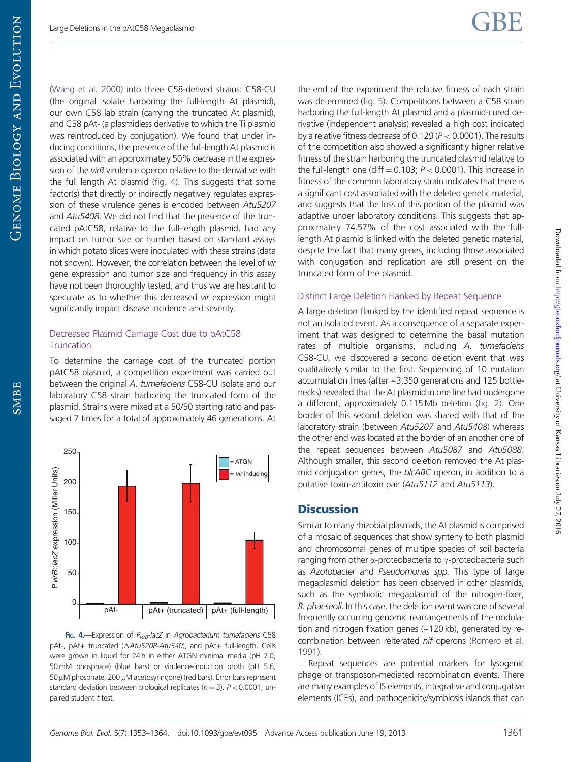(Wang et al. 2000) into three C58-derived strains: C58-CU (the original isolate harboring the full-length At plasmid), our own C58 lab strain (carrying the truncated At plasmid), and C58 pAt- (a plasmidless derivative to which the Ti plasmid was reintroduced by conjugation). We found that under inducing conditions, the presence of the full-length At plasmid is associated with an approximately 50% decrease in the expression of the *virB* virulence operon relative to the derivative with the full length At plasmid (fig. 4). This suggests that some factor(s) that directly or indirectly negatively regulates expression of these virulence genes is encoded between *Atu5207* and *Atu5408*. We did not find that the presence of the truncated pAtC58, relative to the full-length plasmid, had any impact on tumor size or number based on standard assays in which potato slices were inoculated with these strains (data not shown). However, the correlation between the level of *vir* gene expression and tumor size and frequency in this assay have not been thoroughly tested, and thus we are hesitant to speculate as to whether this decreased *vir* expression might significantly impact disease incidence and severity.

### Decreased Plasmid Carriage Cost due to pAtC58 Truncation

To determine the carriage cost of the truncated portion pAtC58 plasmid, a competition experiment was carried out between the original *A. tumefaciens* C58-CU isolate and our laboratory C58 strain harboring the truncated form of the plasmid. Strains were mixed at a 50/50 starting ratio and passaged 7 times for a total of approximately 46 generations. At the end of the experiment the relative fitness of each strain was determined (fig. 5). Competitions between a C58 strain harboring the full-length At plasmid and a plasmid-cured derivative (independent analysis) revealed a high cost indicated by a relative fitness decrease of 0.129 ($P < 0.0001$). The results of the competition also showed a significantly higher relative fitness of the strain harboring the truncated plasmid relative to the full-length one (diff = 0.103; $P < 0.0001$). This increase in fitness of the common laboratory strain indicates that there is a significant cost associated with the deleted genetic material, and suggests that the loss of this portion of the plasmid was adaptive under laboratory conditions. This suggests that approximately 74.57% of the cost associated with the full-length At plasmid is linked with the deleted genetic material, despite the fact that many genes, including those associated with conjugation and replication are still present on the truncated form of the plasmid.

Fig. 4.—Expression of $P_{virB}$-*lacZ* in *Agrobacterium tumefaciens* C58 pAt-, pAt+ truncated (Δ*Atu5208-Atu540*), and pAt+ full-length. Cells were grown in liquid for 24 h in either ATGN minimal media (pH 7.0, 50 mM phosphate) (blue bars) or virulence-induction broth (pH 5.6, 50 μM phosphate, 200 μM acetosyringone) (red bars). Error bars represent standard deviation between biological replicates ($n = 3$). $P < 0.0001$, unpaired student *t* test.

### Distinct Large Deletion Flanked by Repeat Sequence

A large deletion flanked by the identified repeat sequence is not an isolated event. As a consequence of a separate experiment that was designed to determine the basal mutation rates of multiple organisms, including *A. tumefaciens* C58-CU, we discovered a second deletion event that was qualitatively similar to the first. Sequencing of 10 mutation accumulation lines (after ~3,350 generations and 125 bottlenecks) revealed that the At plasmid in one line had undergone a different, approximately 0.115 Mb deletion (fig. 2). One border of this second deletion was shared with that of the laboratory strain (between *Atu5207* and *Atu5408*) whereas the other end was located at the border of an another one of the repeat sequences between *Atu5087* and *Atu5088*. Although smaller, this second deletion removed the At plasmid conjugation genes, the *blcABC* operon, in addition to a putative toxin-antitoxin pair (*Atu5112* and *Atu5113*).

## Discussion

Similar to many rhizobial plasmids, the At plasmid is comprised of a mosaic of sequences that show synteny to both plasmid and chromosomal genes of multiple species of soil bacteria ranging from other α-proteobacteria to γ-proteobacteria such as *Azotobacter* and *Pseudomonas spp*. This type of large megaplasmid deletion has been observed in other plasmids, such as the symbiotic megaplasmid of the nitrogen-fixer, *R. phaeseoli*. In this case, the deletion event was one of several frequently occurring genomic rearrangements of the nodulation and nitrogen fixation genes (~120 kb), generated by recombination between reiterated *nif* operons (Romero et al. 1991).

Repeat sequences are potential markers for lysogenic phage or transposon-mediated recombination events. There are many examples of IS elements, integrative and conjugative elements (ICEs), and pathogenicity/symbiosis islands that can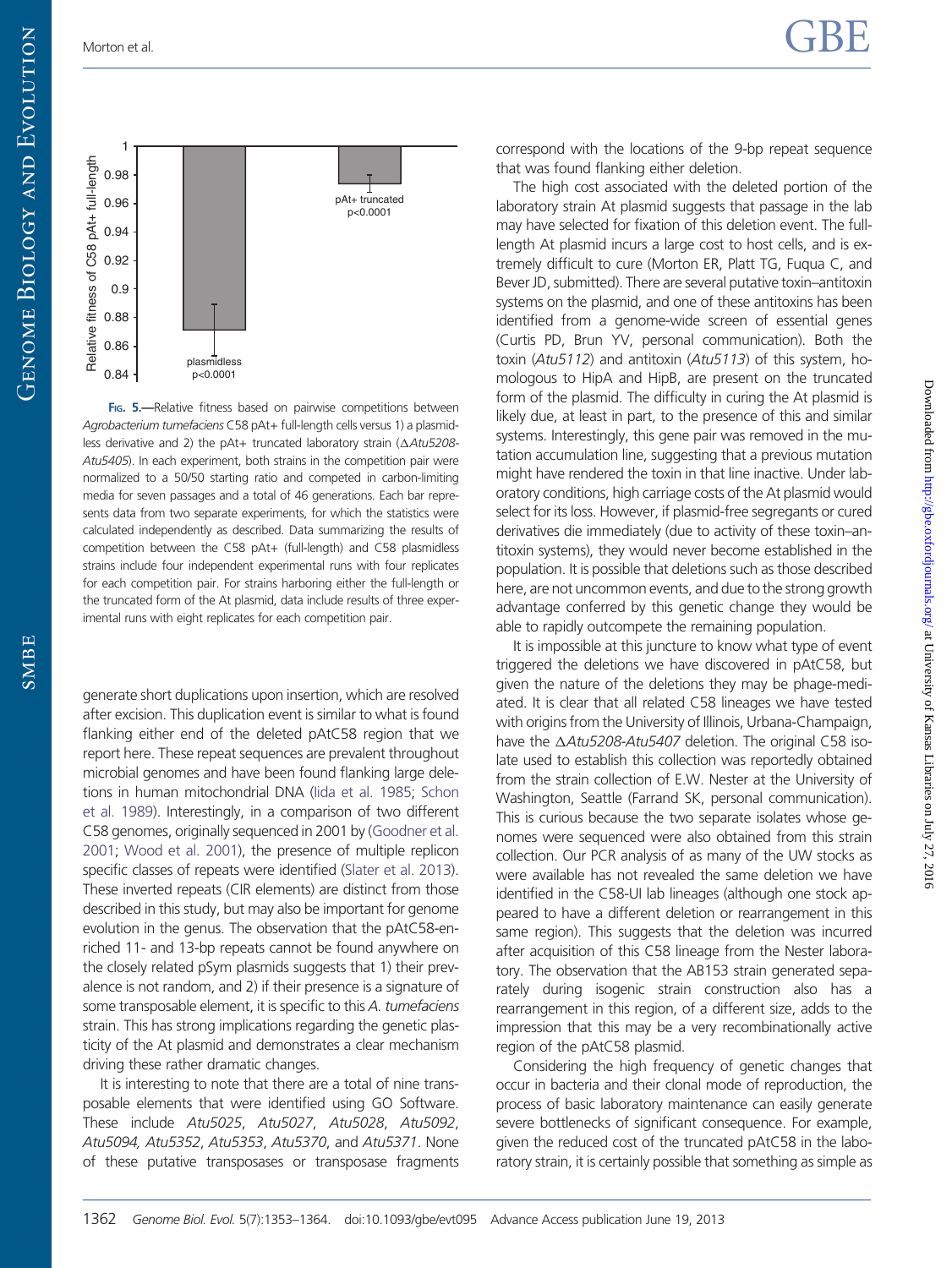FIG. 5.—Relative fitness based on pairwise competitions between *Agrobacterium tumefaciens* C58 pAt+ full-length cells versus 1) a plasmidless derivative and 2) the pAt+ truncated laboratory strain (Δ*Atu5208-Atu5405*). In each experiment, both strains in the competition pair were normalized to a 50/50 starting ratio and competed in carbon-limiting media for seven passages and a total of 46 generations. Each bar represents data from two separate experiments, for which the statistics were calculated independently as described. Data summarizing the results of competition between the C58 pAt+ (full-length) and C58 plasmidless strains include four independent experimental runs with four replicates for each competition pair. For strains harboring either the full-length or the truncated form of the At plasmid, data include results of three experimental runs with eight replicates for each competition pair.

generate short duplications upon insertion, which are resolved after excision. This duplication event is similar to what is found flanking either end of the deleted pAtC58 region that we report here. These repeat sequences are prevalent throughout microbial genomes and have been found flanking large deletions in human mitochondrial DNA (Iida et al. 1985; Schon et al. 1989). Interestingly, in a comparison of two different C58 genomes, originally sequenced in 2001 by (Goodner et al. 2001; Wood et al. 2001), the presence of multiple replicon specific classes of repeats were identified (Slater et al. 2013). These inverted repeats (CIR elements) are distinct from those described in this study, but may also be important for genome evolution in the genus. The observation that the pAtC58-enriched 11- and 13-bp repeats cannot be found anywhere on the closely related pSym plasmids suggests that 1) their prevalence is not random, and 2) if their presence is a signature of some transposable element, it is specific to this *A. tumefaciens* strain. This has strong implications regarding the genetic plasticity of the At plasmid and demonstrates a clear mechanism driving these rather dramatic changes.

It is interesting to note that there are a total of nine transposable elements that were identified using GO Software. These include *Atu5025*, *Atu5027*, *Atu5028*, *Atu5092*, *Atu5094, Atu5352*, *Atu5353*, *Atu5370*, and *Atu5371*. None of these putative transposases or transposase fragments correspond with the locations of the 9-bp repeat sequence that was found flanking either deletion.

The high cost associated with the deleted portion of the laboratory strain At plasmid suggests that passage in the lab may have selected for fixation of this deletion event. The full-length At plasmid incurs a large cost to host cells, and is extremely difficult to cure (Morton ER, Platt TG, Fuqua C, and Bever JD, submitted). There are several putative toxin–antitoxin systems on the plasmid, and one of these antitoxins has been identified from a genome-wide screen of essential genes (Curtis PD, Brun YV, personal communication). Both the toxin (*Atu5112*) and antitoxin (*Atu5113*) of this system, homologous to HipA and HipB, are present on the truncated form of the plasmid. The difficulty in curing the At plasmid is likely due, at least in part, to the presence of this and similar systems. Interestingly, this gene pair was removed in the mutation accumulation line, suggesting that a previous mutation might have rendered the toxin in that line inactive. Under laboratory conditions, high carriage costs of the At plasmid would select for its loss. However, if plasmid-free segregants or cured derivatives die immediately (due to activity of these toxin–antitoxin systems), they would never become established in the population. It is possible that deletions such as those described here, are not uncommon events, and due to the strong growth advantage conferred by this genetic change they would be able to rapidly outcompete the remaining population.

It is impossible at this juncture to know what type of event triggered the deletions we have discovered in pAtC58, but given the nature of the deletions they may be phage-mediated. It is clear that all related C58 lineages we have tested with origins from the University of Illinois, Urbana-Champaign, have the Δ*Atu5208-Atu5407* deletion. The original C58 isolate used to establish this collection was reportedly obtained from the strain collection of E.W. Nester at the University of Washington, Seattle (Farrand SK, personal communication). This is curious because the two separate isolates whose genomes were sequenced were also obtained from this strain collection. Our PCR analysis of as many of the UW stocks as were available has not revealed the same deletion we have identified in the C58-UI lab lineages (although one stock appeared to have a different deletion or rearrangement in this same region). This suggests that the deletion was incurred after acquisition of this C58 lineage from the Nester laboratory. The observation that the AB153 strain generated separately during isogenic strain construction also has a rearrangement in this region, of a different size, adds to the impression that this may be a very recombinationally active region of the pAtC58 plasmid.

Considering the high frequency of genetic changes that occur in bacteria and their clonal mode of reproduction, the process of basic laboratory maintenance can easily generate severe bottlenecks of significant consequence. For example, given the reduced cost of the truncated pAtC58 in the laboratory strain, it is certainly possible that something as simple as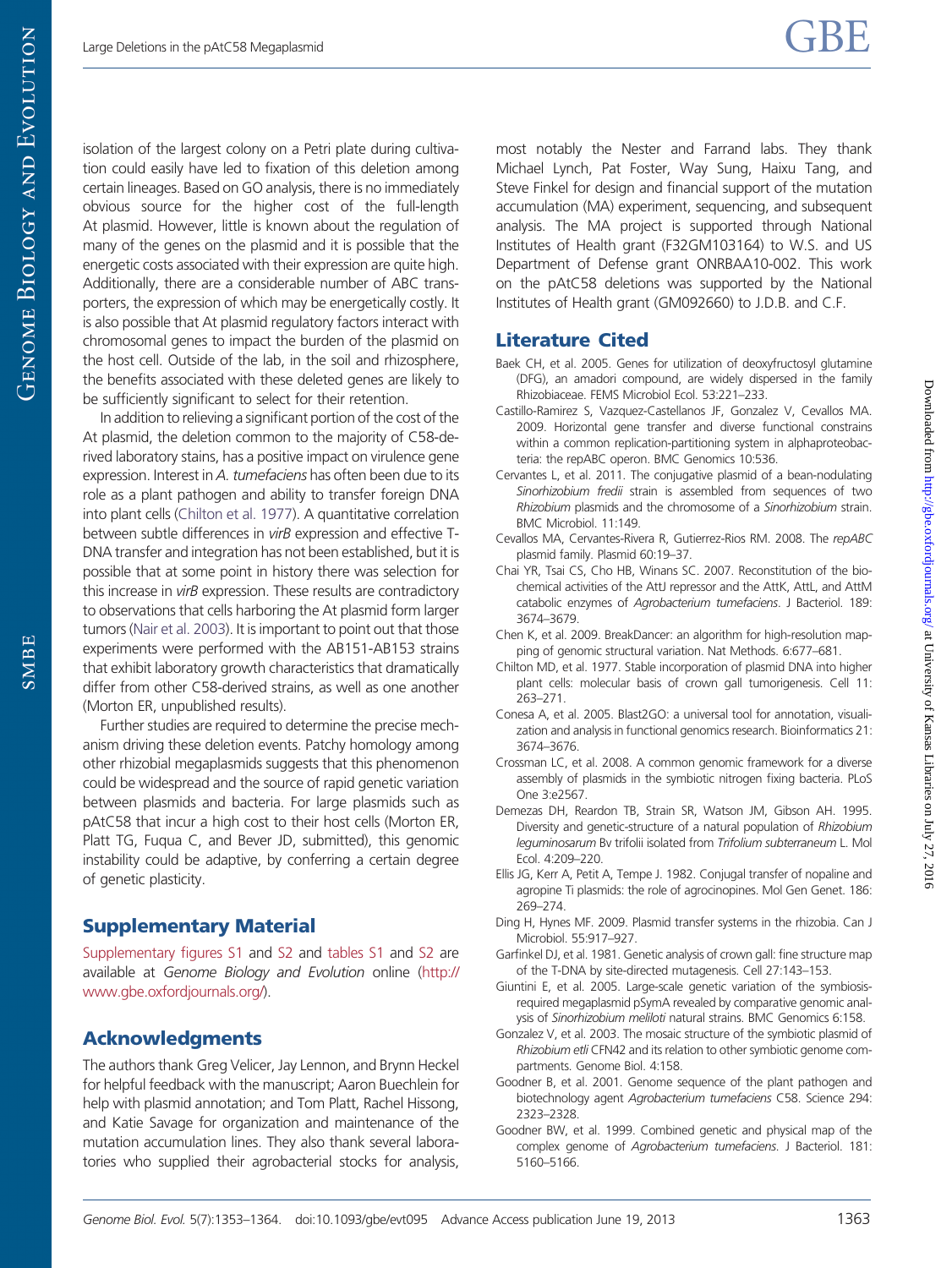isolation of the largest colony on a Petri plate during cultivation could easily have led to fixation of this deletion among certain lineages. Based on GO analysis, there is no immediately obvious source for the higher cost of the full-length At plasmid. However, little is known about the regulation of many of the genes on the plasmid and it is possible that the energetic costs associated with their expression are quite high. Additionally, there are a considerable number of ABC transporters, the expression of which may be energetically costly. It is also possible that At plasmid regulatory factors interact with chromosomal genes to impact the burden of the plasmid on the host cell. Outside of the lab, in the soil and rhizosphere, the benefits associated with these deleted genes are likely to be sufficiently significant to select for their retention.

In addition to relieving a significant portion of the cost of the At plasmid, the deletion common to the majority of C58-derived laboratory stains, has a positive impact on virulence gene expression. Interest in *A. tumefaciens* has often been due to its role as a plant pathogen and ability to transfer foreign DNA into plant cells (Chilton et al. 1977). A quantitative correlation between subtle differences in *virB* expression and effective T-DNA transfer and integration has not been established, but it is possible that at some point in history there was selection for this increase in *virB* expression. These results are contradictory to observations that cells harboring the At plasmid form larger tumors (Nair et al. 2003). It is important to point out that those experiments were performed with the AB151-AB153 strains that exhibit laboratory growth characteristics that dramatically differ from other C58-derived strains, as well as one another (Morton ER, unpublished results).

Further studies are required to determine the precise mechanism driving these deletion events. Patchy homology among other rhizobial megaplasmids suggests that this phenomenon could be widespread and the source of rapid genetic variation between plasmids and bacteria. For large plasmids such as pAtC58 that incur a high cost to their host cells (Morton ER, Platt TG, Fuqua C, and Bever JD, submitted), this genomic instability could be adaptive, by conferring a certain degree of genetic plasticity.

## Supplementary Material

Supplementary figures S1 and S2 and tables S1 and S2 are available at *Genome Biology and Evolution* online (http://www.gbe.oxfordjournals.org/).

## Acknowledgments

The authors thank Greg Velicer, Jay Lennon, and Brynn Heckel for helpful feedback with the manuscript; Aaron Buechlein for help with plasmid annotation; and Tom Platt, Rachel Hissong, and Katie Savage for organization and maintenance of the mutation accumulation lines. They also thank several laboratories who supplied their agrobacterial stocks for analysis, most notably the Nester and Farrand labs. They thank Michael Lynch, Pat Foster, Way Sung, Haixu Tang, and Steve Finkel for design and financial support of the mutation accumulation (MA) experiment, sequencing, and subsequent analysis. The MA project is supported through National Institutes of Health grant (F32GM103164) to W.S. and US Department of Defense grant ONRBAA10-002. This work on the pAtC58 deletions was supported by the National Institutes of Health grant (GM092660) to J.D.B. and C.F.

## Literature Cited

Baek CH, et al. 2005. Genes for utilization of deoxyfructosyl glutamine (DFG), an amadori compound, are widely dispersed in the family Rhizobiaceae. FEMS Microbiol Ecol. 53:221–233.

Castillo-Ramirez S, Vazquez-Castellanos JF, Gonzalez V, Cevallos MA. 2009. Horizontal gene transfer and diverse functional constrains within a common replication-partitioning system in alphaproteobacteria: the repABC operon. BMC Genomics 10:536.

Cervantes L, et al. 2011. The conjugative plasmid of a bean-nodulating *Sinorhizobium fredii* strain is assembled from sequences of two *Rhizobium* plasmids and the chromosome of a *Sinorhizobium* strain. BMC Microbiol. 11:149.

Cevallos MA, Cervantes-Rivera R, Gutierrez-Rios RM. 2008. The *repABC* plasmid family. Plasmid 60:19–37.

Chai YR, Tsai CS, Cho HB, Winans SC. 2007. Reconstitution of the biochemical activities of the AttJ repressor and the AttK, AttL, and AttM catabolic enzymes of *Agrobacterium tumefaciens*. J Bacteriol. 189: 3674–3679.

Chen K, et al. 2009. BreakDancer: an algorithm for high-resolution mapping of genomic structural variation. Nat Methods. 6:677–681.

Chilton MD, et al. 1977. Stable incorporation of plasmid DNA into higher plant cells: molecular basis of crown gall tumorigenesis. Cell 11: 263–271.

Conesa A, et al. 2005. Blast2GO: a universal tool for annotation, visualization and analysis in functional genomics research. Bioinformatics 21: 3674–3676.

Crossman LC, et al. 2008. A common genomic framework for a diverse assembly of plasmids in the symbiotic nitrogen fixing bacteria. PLoS One 3:e2567.

Demezas DH, Reardon TB, Strain SR, Watson JM, Gibson AH. 1995. Diversity and genetic-structure of a natural population of *Rhizobium leguminosarum* Bv trifolii isolated from *Trifolium subterraneum* L. Mol Ecol. 4:209–220.

Ellis JG, Kerr A, Petit A, Tempe J. 1982. Conjugal transfer of nopaline and agropine Ti plasmids: the role of agrocinopines. Mol Gen Genet. 186: 269–274.

Ding H, Hynes MF. 2009. Plasmid transfer systems in the rhizobia. Can J Microbiol. 55:917–927.

Garfinkel DJ, et al. 1981. Genetic analysis of crown gall: fine structure map of the T-DNA by site-directed mutagenesis. Cell 27:143–153.

Giuntini E, et al. 2005. Large-scale genetic variation of the symbiosis-required megaplasmid pSymA revealed by comparative genomic analysis of *Sinorhizobium meliloti* natural strains. BMC Genomics 6:158.

Gonzalez V, et al. 2003. The mosaic structure of the symbiotic plasmid of *Rhizobium etli* CFN42 and its relation to other symbiotic genome compartments. Genome Biol. 4:158.

Goodner B, et al. 2001. Genome sequence of the plant pathogen and biotechnology agent *Agrobacterium tumefaciens* C58. Science 294: 2323–2328.

Goodner BW, et al. 1999. Combined genetic and physical map of the complex genome of *Agrobacterium tumefaciens*. J Bacteriol. 181: 5160–5166.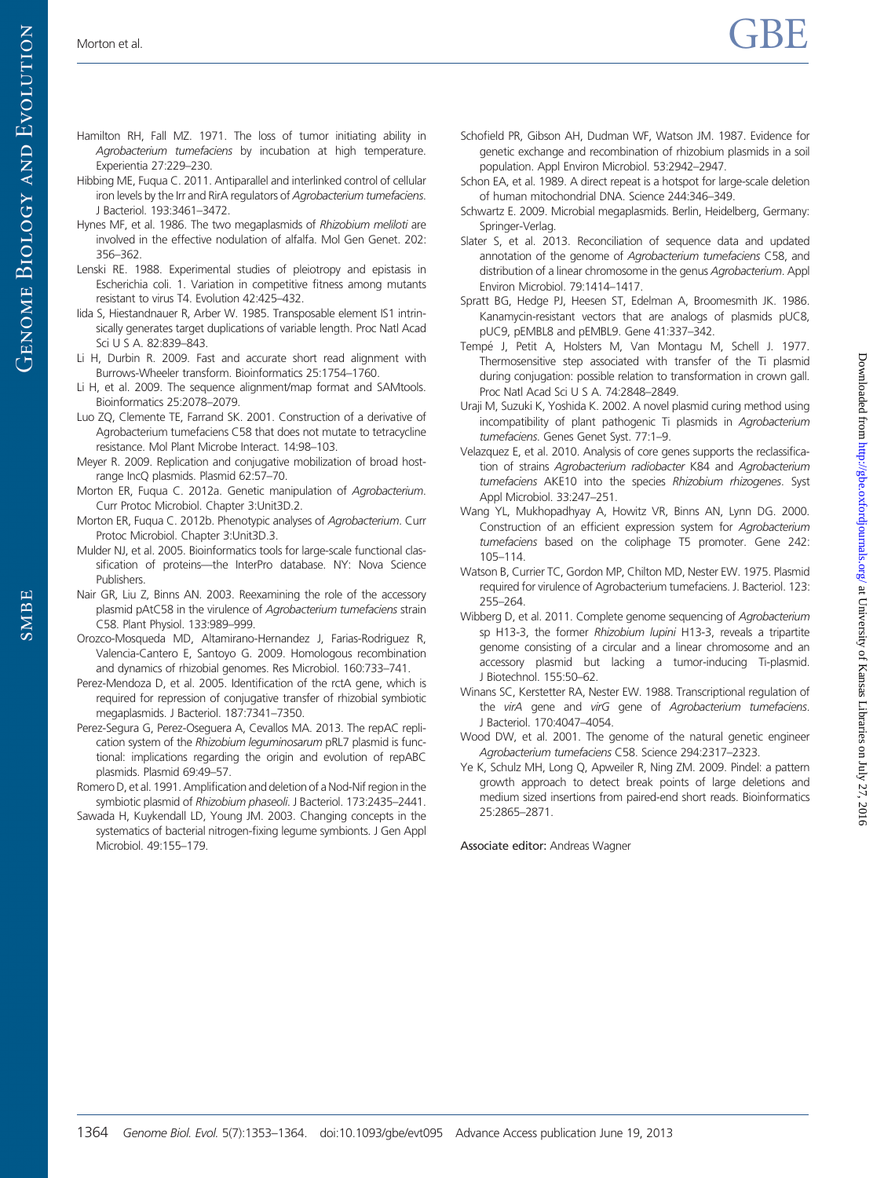Hamilton RH, Fall MZ. 1971. The loss of tumor initiating ability in *Agrobacterium tumefaciens* by incubation at high temperature. Experientia 27:229–230.

Hibbing ME, Fuqua C. 2011. Antiparallel and interlinked control of cellular iron levels by the Irr and RirA regulators of *Agrobacterium tumefaciens*. J Bacteriol. 193:3461–3472.

Hynes MF, et al. 1986. The two megaplasmids of *Rhizobium meliloti* are involved in the effective nodulation of alfalfa. Mol Gen Genet. 202: 356–362.

Lenski RE. 1988. Experimental studies of pleiotropy and epistasis in Escherichia coli. 1. Variation in competitive fitness among mutants resistant to virus T4. Evolution 42:425–432.

Iida S, Hiestandnauer R, Arber W. 1985. Transposable element IS1 intrinsically generates target duplications of variable length. Proc Natl Acad Sci U S A. 82:839–843.

Li H, Durbin R. 2009. Fast and accurate short read alignment with Burrows-Wheeler transform. Bioinformatics 25:1754–1760.

Li H, et al. 2009. The sequence alignment/map format and SAMtools. Bioinformatics 25:2078–2079.

Luo ZQ, Clemente TE, Farrand SK. 2001. Construction of a derivative of Agrobacterium tumefaciens C58 that does not mutate to tetracycline resistance. Mol Plant Microbe Interact. 14:98–103.

Meyer R. 2009. Replication and conjugative mobilization of broad host-range IncQ plasmids. Plasmid 62:57–70.

Morton ER, Fuqua C. 2012a. Genetic manipulation of *Agrobacterium*. Curr Protoc Microbiol. Chapter 3:Unit3D.2.

Morton ER, Fuqua C. 2012b. Phenotypic analyses of *Agrobacterium*. Curr Protoc Microbiol. Chapter 3:Unit3D.3.

Mulder NJ, et al. 2005. Bioinformatics tools for large-scale functional classification of proteins—the InterPro database. NY: Nova Science Publishers.

Nair GR, Liu Z, Binns AN. 2003. Reexamining the role of the accessory plasmid pAtC58 in the virulence of *Agrobacterium tumefaciens* strain C58. Plant Physiol. 133:989–999.

Orozco-Mosqueda MD, Altamirano-Hernandez J, Farias-Rodriguez R, Valencia-Cantero E, Santoyo G. 2009. Homologous recombination and dynamics of rhizobial genomes. Res Microbiol. 160:733–741.

Perez-Mendoza D, et al. 2005. Identification of the rctA gene, which is required for repression of conjugative transfer of rhizobial symbiotic megaplasmids. J Bacteriol. 187:7341–7350.

Perez-Segura G, Perez-Oseguera A, Cevallos MA. 2013. The repAC replication system of the *Rhizobium leguminosarum* pRL7 plasmid is functional: implications regarding the origin and evolution of repABC plasmids. Plasmid 69:49–57.

Romero D, et al. 1991. Amplification and deletion of a Nod-Nif region in the symbiotic plasmid of *Rhizobium phaseoli*. J Bacteriol. 173:2435–2441.

Sawada H, Kuykendall LD, Young JM. 2003. Changing concepts in the systematics of bacterial nitrogen-fixing legume symbionts. J Gen Appl Microbiol. 49:155–179.

Schofield PR, Gibson AH, Dudman WF, Watson JM. 1987. Evidence for genetic exchange and recombination of rhizobium plasmids in a soil population. Appl Environ Microbiol. 53:2942–2947.

Schon EA, et al. 1989. A direct repeat is a hotspot for large-scale deletion of human mitochondrial DNA. Science 244:346–349.

Schwartz E. 2009. Microbial megaplasmids. Berlin, Heidelberg, Germany: Springer-Verlag.

Slater S, et al. 2013. Reconciliation of sequence data and updated annotation of the genome of *Agrobacterium tumefaciens* C58, and distribution of a linear chromosome in the genus *Agrobacterium*. Appl Environ Microbiol. 79:1414–1417.

Spratt BG, Hedge PJ, Heesen ST, Edelman A, Broomesmith JK. 1986. Kanamycin-resistant vectors that are analogs of plasmids pUC8, pUC9, pEMBL8 and pEMBL9. Gene 41:337–342.

Tempé J, Petit A, Holsters M, Van Montagu M, Schell J. 1977. Thermosensitive step associated with transfer of the Ti plasmid during conjugation: possible relation to transformation in crown gall. Proc Natl Acad Sci U S A. 74:2848–2849.

Uraji M, Suzuki K, Yoshida K. 2002. A novel plasmid curing method using incompatibility of plant pathogenic Ti plasmids in *Agrobacterium tumefaciens*. Genes Genet Syst. 77:1–9.

Velazquez E, et al. 2010. Analysis of core genes supports the reclassification of strains *Agrobacterium radiobacter* K84 and *Agrobacterium tumefaciens* AKE10 into the species *Rhizobium rhizogenes*. Syst Appl Microbiol. 33:247–251.

Wang YL, Mukhopadhyay A, Howitz VR, Binns AN, Lynn DG. 2000. Construction of an efficient expression system for *Agrobacterium tumefaciens* based on the coliphage T5 promoter. Gene 242: 105–114.

Watson B, Currier TC, Gordon MP, Chilton MD, Nester EW. 1975. Plasmid required for virulence of Agrobacterium tumefaciens. J. Bacteriol. 123: 255–264.

Wibberg D, et al. 2011. Complete genome sequencing of *Agrobacterium* sp H13-3, the former *Rhizobium lupini* H13-3, reveals a tripartite genome consisting of a circular and a linear chromosome and an accessory plasmid but lacking a tumor-inducing Ti-plasmid. J Biotechnol. 155:50–62.

Winans SC, Kerstetter RA, Nester EW. 1988. Transcriptional regulation of the *virA* gene and *virG* gene of *Agrobacterium tumefaciens*. J Bacteriol. 170:4047–4054.

Wood DW, et al. 2001. The genome of the natural genetic engineer *Agrobacterium tumefaciens* C58. Science 294:2317–2323.

Ye K, Schulz MH, Long Q, Apweiler R, Ning ZM. 2009. Pindel: a pattern growth approach to detect break points of large deletions and medium sized insertions from paired-end short reads. Bioinformatics 25:2865–2871.

Associate editor: Andreas Wagner